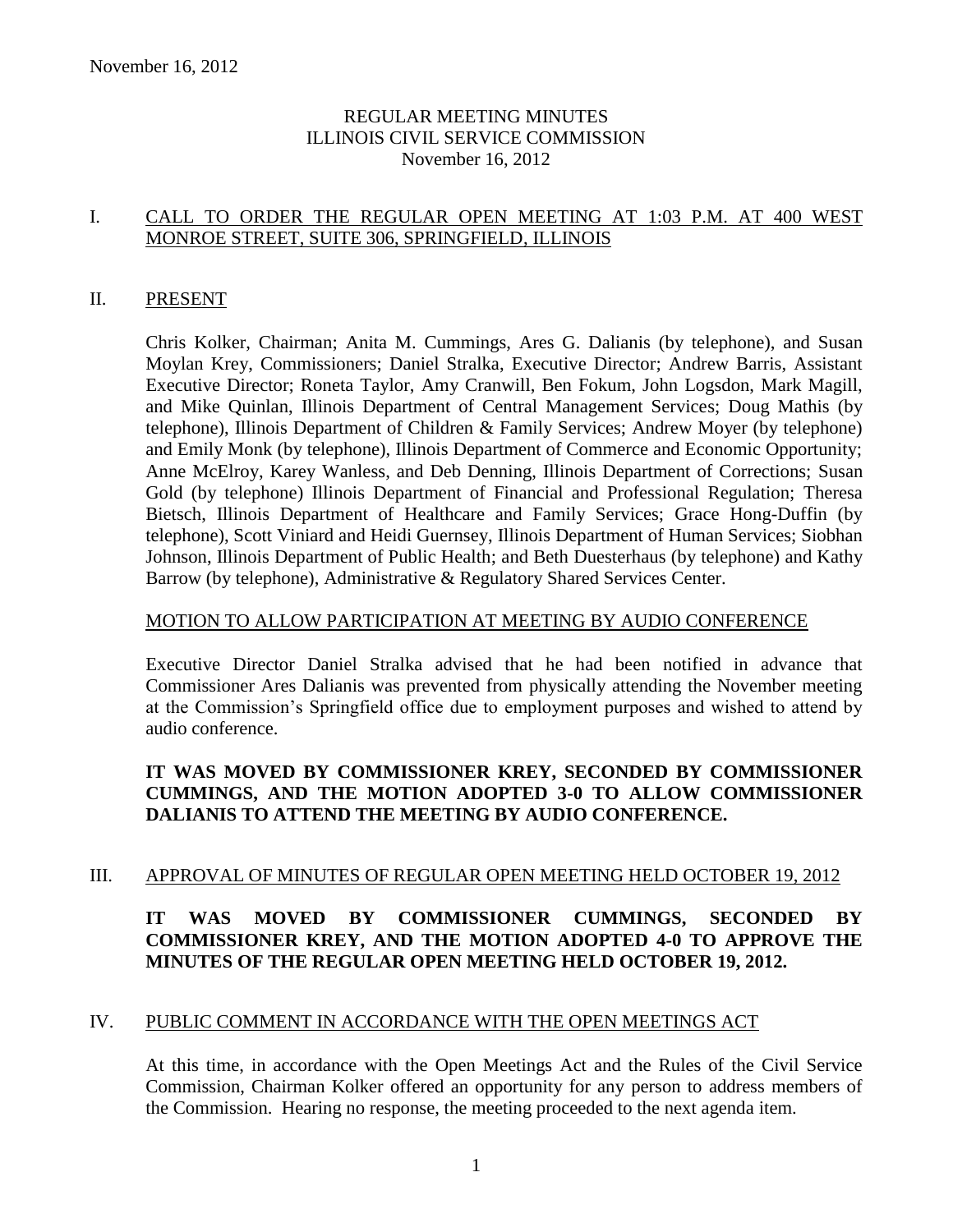November 16, 2012

# REGULAR MEETING MINUTES
# ILLINOIS CIVIL SERVICE COMMISSION
# November 16, 2012

## I. CALL TO ORDER THE REGULAR OPEN MEETING AT 1:03 P.M. AT 400 WEST MONROE STREET, SUITE 306, SPRINGFIELD, ILLINOIS

## II. PRESENT

Chris Kolker, Chairman; Anita M. Cummings, Ares G. Dalianis (by telephone), and Susan Moylan Krey, Commissioners; Daniel Stralka, Executive Director; Andrew Barris, Assistant Executive Director; Roneta Taylor, Amy Cranwill, Ben Fokum, John Logsdon, Mark Magill, and Mike Quinlan, Illinois Department of Central Management Services; Doug Mathis (by telephone), Illinois Department of Children & Family Services; Andrew Moyer (by telephone) and Emily Monk (by telephone), Illinois Department of Commerce and Economic Opportunity; Anne McElroy, Karey Wanless, and Deb Denning, Illinois Department of Corrections; Susan Gold (by telephone) Illinois Department of Financial and Professional Regulation; Theresa Bietsch, Illinois Department of Healthcare and Family Services; Grace Hong-Duffin (by telephone), Scott Viniard and Heidi Guernsey, Illinois Department of Human Services; Siobhan Johnson, Illinois Department of Public Health; and Beth Duesterhaus (by telephone) and Kathy Barrow (by telephone), Administrative & Regulatory Shared Services Center.

### MOTION TO ALLOW PARTICIPATION AT MEETING BY AUDIO CONFERENCE

Executive Director Daniel Stralka advised that he had been notified in advance that Commissioner Ares Dalianis was prevented from physically attending the November meeting at the Commission's Springfield office due to employment purposes and wished to attend by audio conference.

**IT WAS MOVED BY COMMISSIONER KREY, SECONDED BY COMMISSIONER CUMMINGS, AND THE MOTION ADOPTED 3-0 TO ALLOW COMMISSIONER DALIANIS TO ATTEND THE MEETING BY AUDIO CONFERENCE.**

## III. APPROVAL OF MINUTES OF REGULAR OPEN MEETING HELD OCTOBER 19, 2012

**IT WAS MOVED BY COMMISSIONER CUMMINGS, SECONDED BY COMMISSIONER KREY, AND THE MOTION ADOPTED 4-0 TO APPROVE THE MINUTES OF THE REGULAR OPEN MEETING HELD OCTOBER 19, 2012.**

## IV. PUBLIC COMMENT IN ACCORDANCE WITH THE OPEN MEETINGS ACT

At this time, in accordance with the Open Meetings Act and the Rules of the Civil Service Commission, Chairman Kolker offered an opportunity for any person to address members of the Commission. Hearing no response, the meeting proceeded to the next agenda item.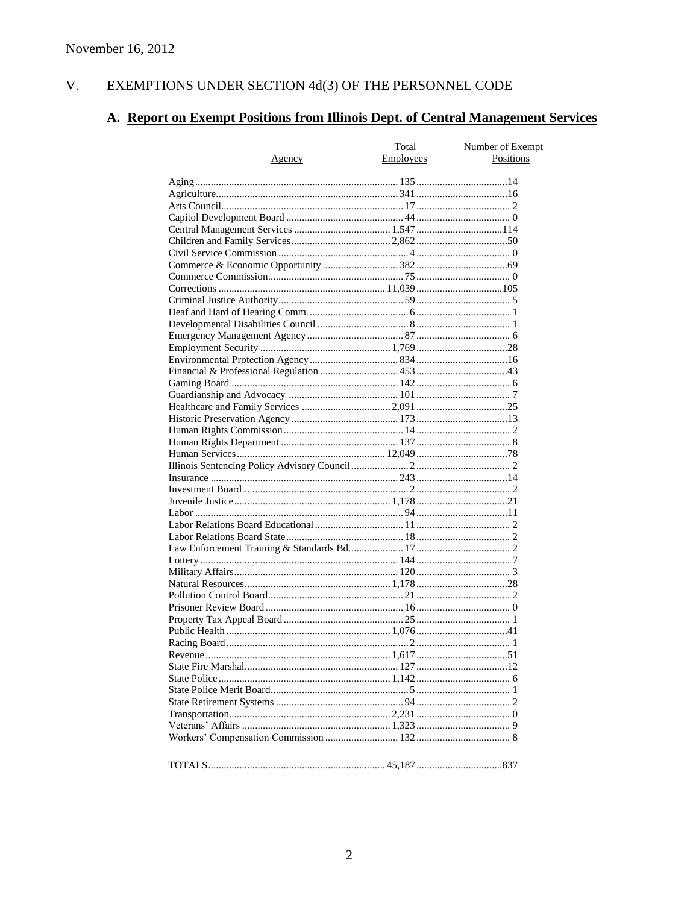November 16, 2012

## V. EXEMPTIONS UNDER SECTION 4d(3) OF THE PERSONNEL CODE

### A. Report on Exempt Positions from Illinois Dept. of Central Management Services

| Agency | Total Employees | Number of Exempt Positions |
|---|---|---|
| Aging | 135 | 14 |
| Agriculture | 341 | 16 |
| Arts Council | 17 | 2 |
| Capitol Development Board | 44 | 0 |
| Central Management Services | 1,547 | 114 |
| Children and Family Services | 2,862 | 50 |
| Civil Service Commission | 4 | 0 |
| Commerce & Economic Opportunity | 382 | 69 |
| Commerce Commission | 75 | 0 |
| Corrections | 11,039 | 105 |
| Criminal Justice Authority | 59 | 5 |
| Deaf and Hard of Hearing Comm. | 6 | 1 |
| Developmental Disabilities Council | 8 | 1 |
| Emergency Management Agency | 87 | 6 |
| Employment Security | 1,769 | 28 |
| Environmental Protection Agency | 834 | 16 |
| Financial & Professional Regulation | 453 | 43 |
| Gaming Board | 142 | 6 |
| Guardianship and Advocacy | 101 | 7 |
| Healthcare and Family Services | 2,091 | 25 |
| Historic Preservation Agency | 173 | 13 |
| Human Rights Commission | 14 | 2 |
| Human Rights Department | 137 | 8 |
| Human Services | 12,049 | 78 |
| Illinois Sentencing Policy Advisory Council | 2 | 2 |
| Insurance | 243 | 14 |
| Investment Board | 2 | 2 |
| Juvenile Justice | 1,178 | 21 |
| Labor | 94 | 11 |
| Labor Relations Board Educational | 11 | 2 |
| Labor Relations Board State | 18 | 2 |
| Law Enforcement Training & Standards Bd. | 17 | 2 |
| Lottery | 144 | 7 |
| Military Affairs | 120 | 3 |
| Natural Resources | 1,178 | 28 |
| Pollution Control Board | 21 | 2 |
| Prisoner Review Board | 16 | 0 |
| Property Tax Appeal Board | 25 | 1 |
| Public Health | 1,076 | 41 |
| Racing Board | 2 | 1 |
| Revenue | 1,617 | 51 |
| State Fire Marshal | 127 | 12 |
| State Police | 1,142 | 6 |
| State Police Merit Board | 5 | 1 |
| State Retirement Systems | 94 | 2 |
| Transportation | 2,231 | 0 |
| Veterans' Affairs | 1,323 | 9 |
| Workers' Compensation Commission | 132 | 8 |
| TOTALS | 45,187 | 837 |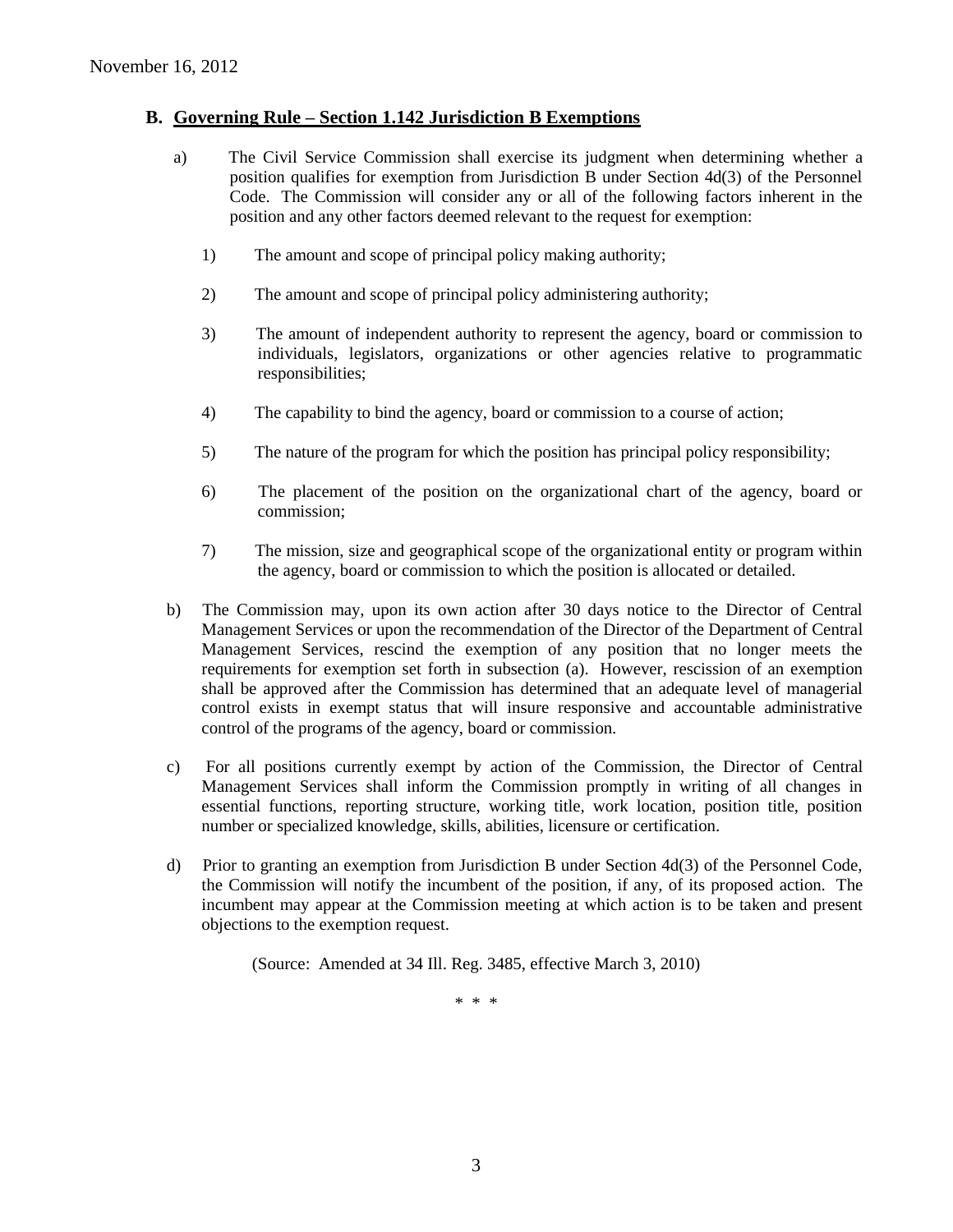## B. Governing Rule – Section 1.142 Jurisdiction B Exemptions

a) The Civil Service Commission shall exercise its judgment when determining whether a position qualifies for exemption from Jurisdiction B under Section 4d(3) of the Personnel Code. The Commission will consider any or all of the following factors inherent in the position and any other factors deemed relevant to the request for exemption:

1) The amount and scope of principal policy making authority;

2) The amount and scope of principal policy administering authority;

3) The amount of independent authority to represent the agency, board or commission to individuals, legislators, organizations or other agencies relative to programmatic responsibilities;

4) The capability to bind the agency, board or commission to a course of action;

5) The nature of the program for which the position has principal policy responsibility;

6) The placement of the position on the organizational chart of the agency, board or commission;

7) The mission, size and geographical scope of the organizational entity or program within the agency, board or commission to which the position is allocated or detailed.

b) The Commission may, upon its own action after 30 days notice to the Director of Central Management Services or upon the recommendation of the Director of the Department of Central Management Services, rescind the exemption of any position that no longer meets the requirements for exemption set forth in subsection (a). However, rescission of an exemption shall be approved after the Commission has determined that an adequate level of managerial control exists in exempt status that will insure responsive and accountable administrative control of the programs of the agency, board or commission.

c) For all positions currently exempt by action of the Commission, the Director of Central Management Services shall inform the Commission promptly in writing of all changes in essential functions, reporting structure, working title, work location, position title, position number or specialized knowledge, skills, abilities, licensure or certification.

d) Prior to granting an exemption from Jurisdiction B under Section 4d(3) of the Personnel Code, the Commission will notify the incumbent of the position, if any, of its proposed action. The incumbent may appear at the Commission meeting at which action is to be taken and present objections to the exemption request.

(Source: Amended at 34 Ill. Reg. 3485, effective March 3, 2010)

\* \* \*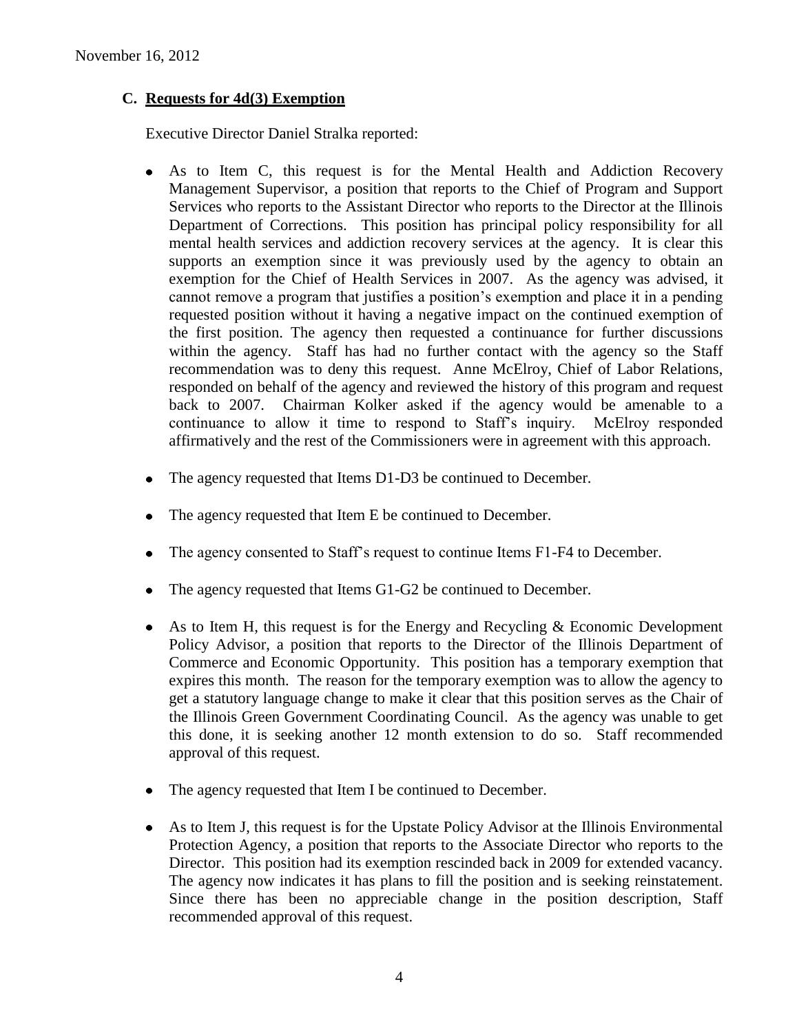November 16, 2012

### C. Requests for 4d(3) Exemption

Executive Director Daniel Stralka reported:

- As to Item C, this request is for the Mental Health and Addiction Recovery Management Supervisor, a position that reports to the Chief of Program and Support Services who reports to the Assistant Director who reports to the Director at the Illinois Department of Corrections. This position has principal policy responsibility for all mental health services and addiction recovery services at the agency. It is clear this supports an exemption since it was previously used by the agency to obtain an exemption for the Chief of Health Services in 2007. As the agency was advised, it cannot remove a program that justifies a position's exemption and place it in a pending requested position without it having a negative impact on the continued exemption of the first position. The agency then requested a continuance for further discussions within the agency. Staff has had no further contact with the agency so the Staff recommendation was to deny this request. Anne McElroy, Chief of Labor Relations, responded on behalf of the agency and reviewed the history of this program and request back to 2007. Chairman Kolker asked if the agency would be amenable to a continuance to allow it time to respond to Staff's inquiry. McElroy responded affirmatively and the rest of the Commissioners were in agreement with this approach.

- The agency requested that Items D1-D3 be continued to December.

- The agency requested that Item E be continued to December.

- The agency consented to Staff's request to continue Items F1-F4 to December.

- The agency requested that Items G1-G2 be continued to December.

- As to Item H, this request is for the Energy and Recycling & Economic Development Policy Advisor, a position that reports to the Director of the Illinois Department of Commerce and Economic Opportunity. This position has a temporary exemption that expires this month. The reason for the temporary exemption was to allow the agency to get a statutory language change to make it clear that this position serves as the Chair of the Illinois Green Government Coordinating Council. As the agency was unable to get this done, it is seeking another 12 month extension to do so. Staff recommended approval of this request.

- The agency requested that Item I be continued to December.

- As to Item J, this request is for the Upstate Policy Advisor at the Illinois Environmental Protection Agency, a position that reports to the Associate Director who reports to the Director. This position had its exemption rescinded back in 2009 for extended vacancy. The agency now indicates it has plans to fill the position and is seeking reinstatement. Since there has been no appreciable change in the position description, Staff recommended approval of this request.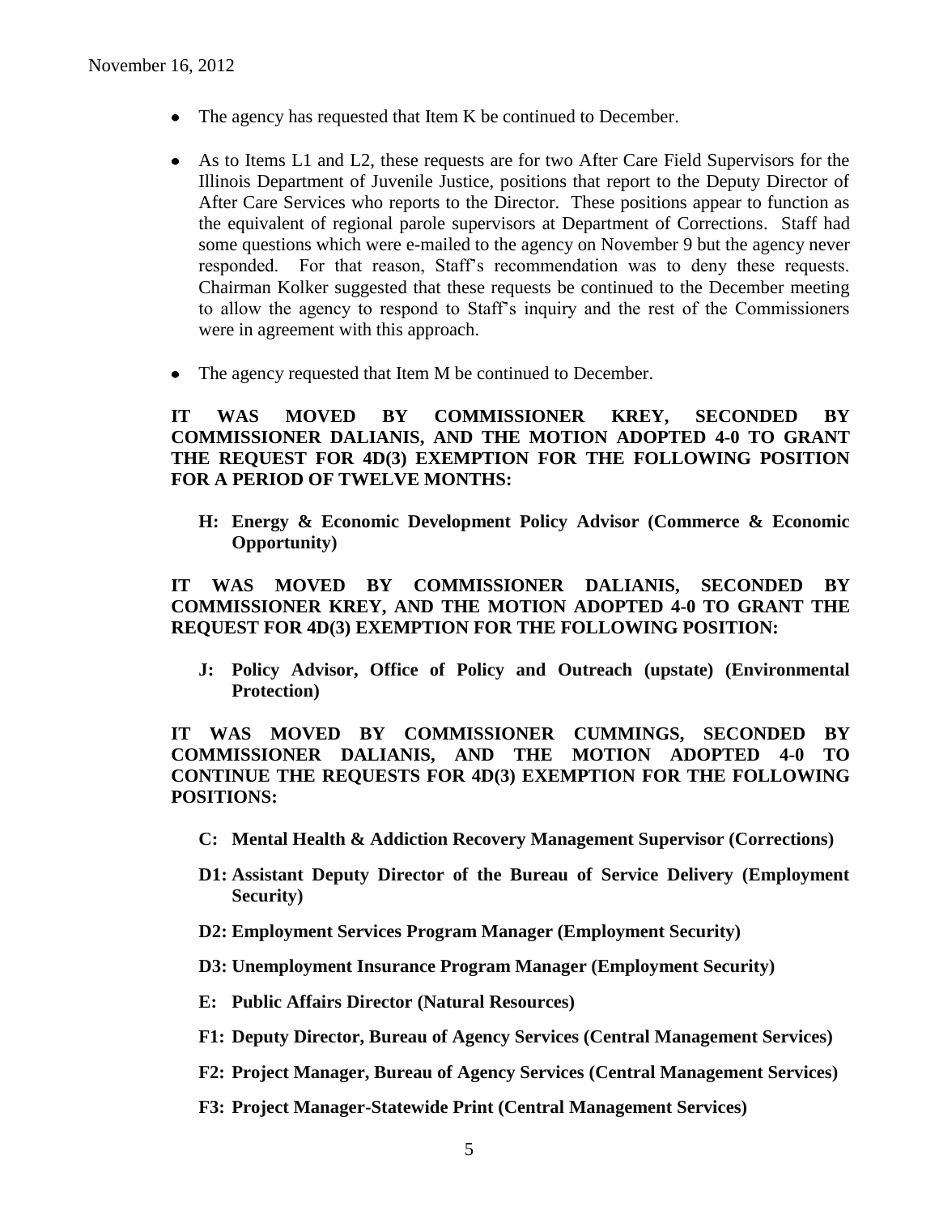- The agency has requested that Item K be continued to December.
- As to Items L1 and L2, these requests are for two After Care Field Supervisors for the Illinois Department of Juvenile Justice, positions that report to the Deputy Director of After Care Services who reports to the Director. These positions appear to function as the equivalent of regional parole supervisors at Department of Corrections. Staff had some questions which were e-mailed to the agency on November 9 but the agency never responded. For that reason, Staff's recommendation was to deny these requests. Chairman Kolker suggested that these requests be continued to the December meeting to allow the agency to respond to Staff's inquiry and the rest of the Commissioners were in agreement with this approach.
- The agency requested that Item M be continued to December.

**IT WAS MOVED BY COMMISSIONER KREY, SECONDED BY COMMISSIONER DALIANIS, AND THE MOTION ADOPTED 4-0 TO GRANT THE REQUEST FOR 4D(3) EXEMPTION FOR THE FOLLOWING POSITION FOR A PERIOD OF TWELVE MONTHS:**

> **H: Energy & Economic Development Policy Advisor (Commerce & Economic Opportunity)**

**IT WAS MOVED BY COMMISSIONER DALIANIS, SECONDED BY COMMISSIONER KREY, AND THE MOTION ADOPTED 4-0 TO GRANT THE REQUEST FOR 4D(3) EXEMPTION FOR THE FOLLOWING POSITION:**

> **J: Policy Advisor, Office of Policy and Outreach (upstate) (Environmental Protection)**

**IT WAS MOVED BY COMMISSIONER CUMMINGS, SECONDED BY COMMISSIONER DALIANIS, AND THE MOTION ADOPTED 4-0 TO CONTINUE THE REQUESTS FOR 4D(3) EXEMPTION FOR THE FOLLOWING POSITIONS:**

> **C: Mental Health & Addiction Recovery Management Supervisor (Corrections)**
>
> **D1: Assistant Deputy Director of the Bureau of Service Delivery (Employment Security)**
>
> **D2: Employment Services Program Manager (Employment Security)**
>
> **D3: Unemployment Insurance Program Manager (Employment Security)**
>
> **E: Public Affairs Director (Natural Resources)**
>
> **F1: Deputy Director, Bureau of Agency Services (Central Management Services)**
>
> **F2: Project Manager, Bureau of Agency Services (Central Management Services)**
>
> **F3: Project Manager-Statewide Print (Central Management Services)**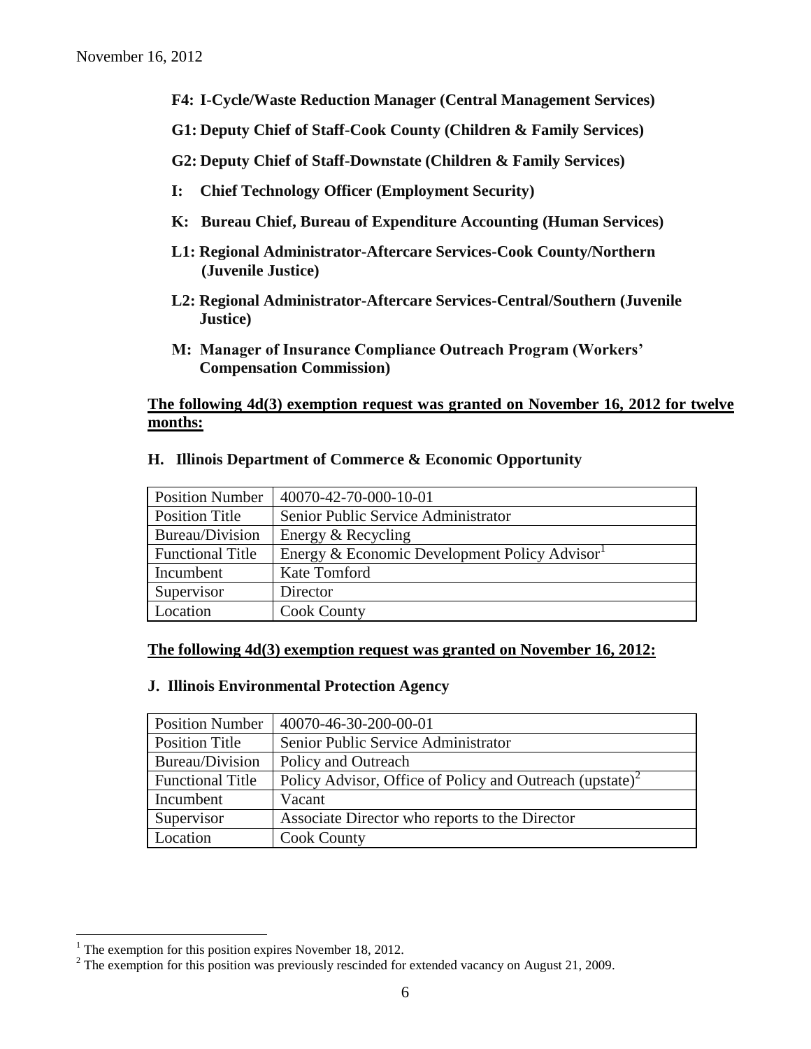November 16, 2012

- **F4: I-Cycle/Waste Reduction Manager (Central Management Services)**
- **G1: Deputy Chief of Staff-Cook County (Children & Family Services)**
- **G2: Deputy Chief of Staff-Downstate (Children & Family Services)**
- **I: Chief Technology Officer (Employment Security)**
- **K: Bureau Chief, Bureau of Expenditure Accounting (Human Services)**
- **L1: Regional Administrator-Aftercare Services-Cook County/Northern (Juvenile Justice)**
- **L2: Regional Administrator-Aftercare Services-Central/Southern (Juvenile Justice)**
- **M: Manager of Insurance Compliance Outreach Program (Workers' Compensation Commission)**

**The following 4d(3) exemption request was granted on November 16, 2012 for twelve months:**

**H. Illinois Department of Commerce & Economic Opportunity**

| Position Number | 40070-42-70-000-10-01 |
|---|---|
| Position Title | Senior Public Service Administrator |
| Bureau/Division | Energy & Recycling |
| Functional Title | Energy & Economic Development Policy Advisor[1] |
| Incumbent | Kate Tomford |
| Supervisor | Director |
| Location | Cook County |

**The following 4d(3) exemption request was granted on November 16, 2012:**

**J. Illinois Environmental Protection Agency**

| Position Number | 40070-46-30-200-00-01 |
|---|---|
| Position Title | Senior Public Service Administrator |
| Bureau/Division | Policy and Outreach |
| Functional Title | Policy Advisor, Office of Policy and Outreach (upstate)[2] |
| Incumbent | Vacant |
| Supervisor | Associate Director who reports to the Director |
| Location | Cook County |

[1] The exemption for this position expires November 18, 2012.

[2] The exemption for this position was previously rescinded for extended vacancy on August 21, 2009.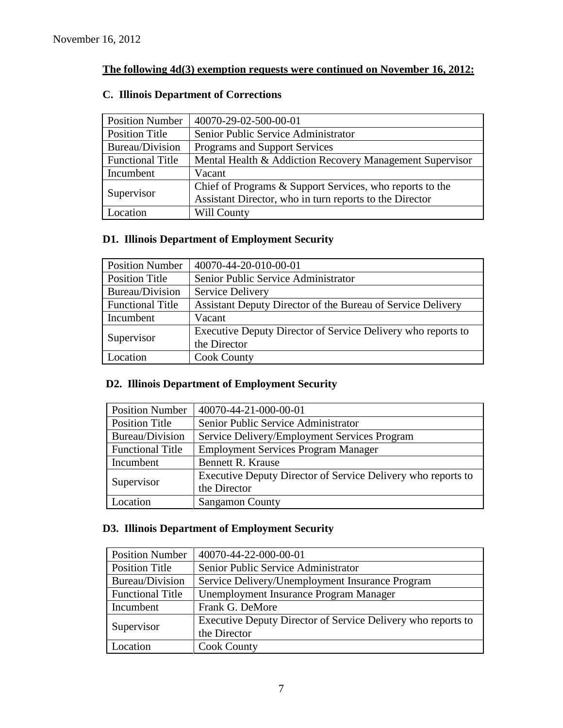November 16, 2012

**The following 4d(3) exemption requests were continued on November 16, 2012:**

### C. Illinois Department of Corrections

| Position Number | 40070-29-02-500-00-01 |
|---|---|
| Position Title | Senior Public Service Administrator |
| Bureau/Division | Programs and Support Services |
| Functional Title | Mental Health & Addiction Recovery Management Supervisor |
| Incumbent | Vacant |
| Supervisor | Chief of Programs & Support Services, who reports to the Assistant Director, who in turn reports to the Director |
| Location | Will County |

### D1. Illinois Department of Employment Security

| Position Number | 40070-44-20-010-00-01 |
|---|---|
| Position Title | Senior Public Service Administrator |
| Bureau/Division | Service Delivery |
| Functional Title | Assistant Deputy Director of the Bureau of Service Delivery |
| Incumbent | Vacant |
| Supervisor | Executive Deputy Director of Service Delivery who reports to the Director |
| Location | Cook County |

### D2. Illinois Department of Employment Security

| Position Number | 40070-44-21-000-00-01 |
|---|---|
| Position Title | Senior Public Service Administrator |
| Bureau/Division | Service Delivery/Employment Services Program |
| Functional Title | Employment Services Program Manager |
| Incumbent | Bennett R. Krause |
| Supervisor | Executive Deputy Director of Service Delivery who reports to the Director |
| Location | Sangamon County |

### D3. Illinois Department of Employment Security

| Position Number | 40070-44-22-000-00-01 |
|---|---|
| Position Title | Senior Public Service Administrator |
| Bureau/Division | Service Delivery/Unemployment Insurance Program |
| Functional Title | Unemployment Insurance Program Manager |
| Incumbent | Frank G. DeMore |
| Supervisor | Executive Deputy Director of Service Delivery who reports to the Director |
| Location | Cook County |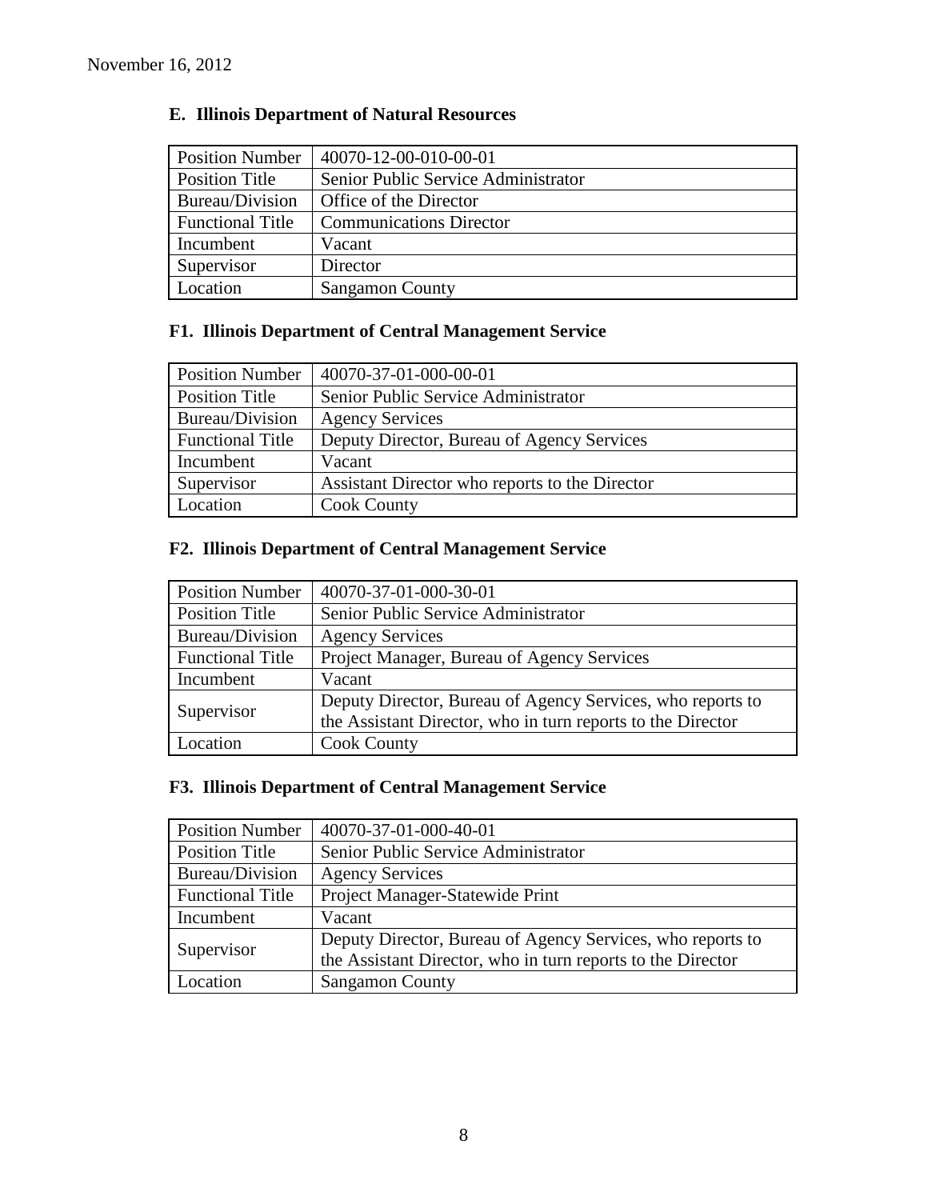November 16, 2012

## E. Illinois Department of Natural Resources

| Position Number | 40070-12-00-010-00-01 |
|---|---|
| Position Title | Senior Public Service Administrator |
| Bureau/Division | Office of the Director |
| Functional Title | Communications Director |
| Incumbent | Vacant |
| Supervisor | Director |
| Location | Sangamon County |

## F1. Illinois Department of Central Management Service

| Position Number | 40070-37-01-000-00-01 |
|---|---|
| Position Title | Senior Public Service Administrator |
| Bureau/Division | Agency Services |
| Functional Title | Deputy Director, Bureau of Agency Services |
| Incumbent | Vacant |
| Supervisor | Assistant Director who reports to the Director |
| Location | Cook County |

## F2. Illinois Department of Central Management Service

| Position Number | 40070-37-01-000-30-01 |
|---|---|
| Position Title | Senior Public Service Administrator |
| Bureau/Division | Agency Services |
| Functional Title | Project Manager, Bureau of Agency Services |
| Incumbent | Vacant |
| Supervisor | Deputy Director, Bureau of Agency Services, who reports to the Assistant Director, who in turn reports to the Director |
| Location | Cook County |

## F3. Illinois Department of Central Management Service

| Position Number | 40070-37-01-000-40-01 |
|---|---|
| Position Title | Senior Public Service Administrator |
| Bureau/Division | Agency Services |
| Functional Title | Project Manager-Statewide Print |
| Incumbent | Vacant |
| Supervisor | Deputy Director, Bureau of Agency Services, who reports to the Assistant Director, who in turn reports to the Director |
| Location | Sangamon County |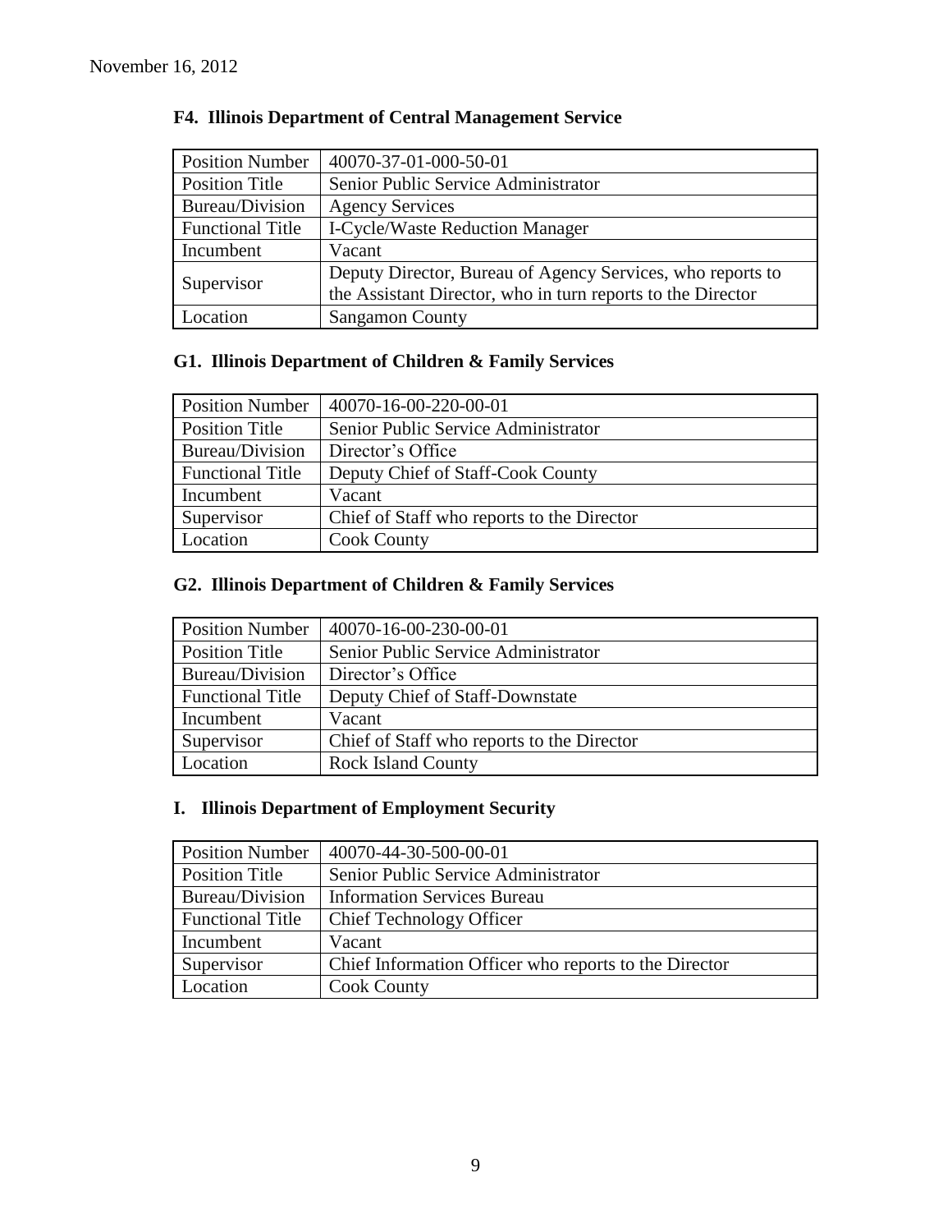November 16, 2012

### F4. Illinois Department of Central Management Service

| Position Number | 40070-37-01-000-50-01 |
|---|---|
| Position Title | Senior Public Service Administrator |
| Bureau/Division | Agency Services |
| Functional Title | I-Cycle/Waste Reduction Manager |
| Incumbent | Vacant |
| Supervisor | Deputy Director, Bureau of Agency Services, who reports to the Assistant Director, who in turn reports to the Director |
| Location | Sangamon County |

### G1. Illinois Department of Children & Family Services

| Position Number | 40070-16-00-220-00-01 |
|---|---|
| Position Title | Senior Public Service Administrator |
| Bureau/Division | Director's Office |
| Functional Title | Deputy Chief of Staff-Cook County |
| Incumbent | Vacant |
| Supervisor | Chief of Staff who reports to the Director |
| Location | Cook County |

### G2. Illinois Department of Children & Family Services

| Position Number | 40070-16-00-230-00-01 |
|---|---|
| Position Title | Senior Public Service Administrator |
| Bureau/Division | Director's Office |
| Functional Title | Deputy Chief of Staff-Downstate |
| Incumbent | Vacant |
| Supervisor | Chief of Staff who reports to the Director |
| Location | Rock Island County |

### I. Illinois Department of Employment Security

| Position Number | 40070-44-30-500-00-01 |
|---|---|
| Position Title | Senior Public Service Administrator |
| Bureau/Division | Information Services Bureau |
| Functional Title | Chief Technology Officer |
| Incumbent | Vacant |
| Supervisor | Chief Information Officer who reports to the Director |
| Location | Cook County |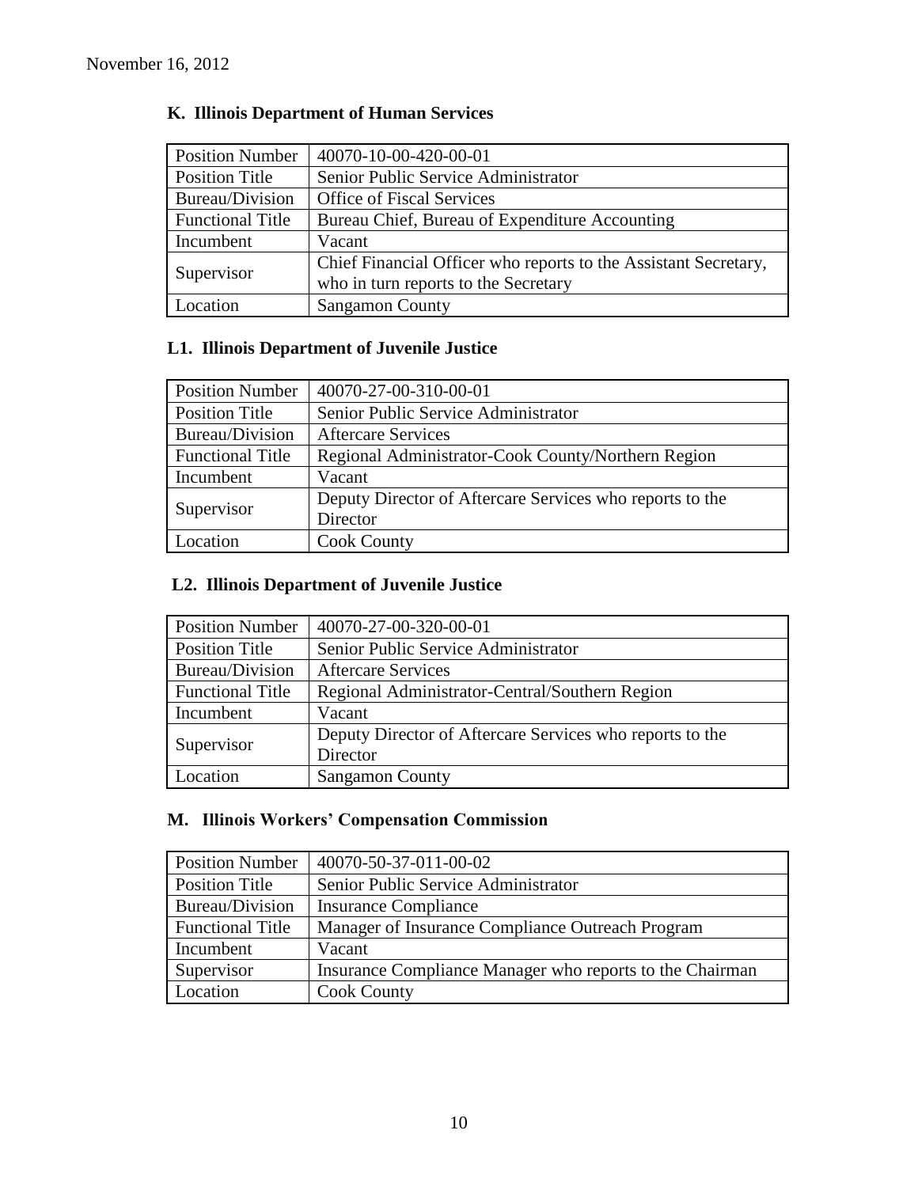November 16, 2012

### K. Illinois Department of Human Services

| Position Number | 40070-10-00-420-00-01 |
|---|---|
| Position Title | Senior Public Service Administrator |
| Bureau/Division | Office of Fiscal Services |
| Functional Title | Bureau Chief, Bureau of Expenditure Accounting |
| Incumbent | Vacant |
| Supervisor | Chief Financial Officer who reports to the Assistant Secretary, who in turn reports to the Secretary |
| Location | Sangamon County |

### L1. Illinois Department of Juvenile Justice

| Position Number | 40070-27-00-310-00-01 |
|---|---|
| Position Title | Senior Public Service Administrator |
| Bureau/Division | Aftercare Services |
| Functional Title | Regional Administrator-Cook County/Northern Region |
| Incumbent | Vacant |
| Supervisor | Deputy Director of Aftercare Services who reports to the Director |
| Location | Cook County |

### L2. Illinois Department of Juvenile Justice

| Position Number | 40070-27-00-320-00-01 |
|---|---|
| Position Title | Senior Public Service Administrator |
| Bureau/Division | Aftercare Services |
| Functional Title | Regional Administrator-Central/Southern Region |
| Incumbent | Vacant |
| Supervisor | Deputy Director of Aftercare Services who reports to the Director |
| Location | Sangamon County |

### M. Illinois Workers' Compensation Commission

| Position Number | 40070-50-37-011-00-02 |
|---|---|
| Position Title | Senior Public Service Administrator |
| Bureau/Division | Insurance Compliance |
| Functional Title | Manager of Insurance Compliance Outreach Program |
| Incumbent | Vacant |
| Supervisor | Insurance Compliance Manager who reports to the Chairman |
| Location | Cook County |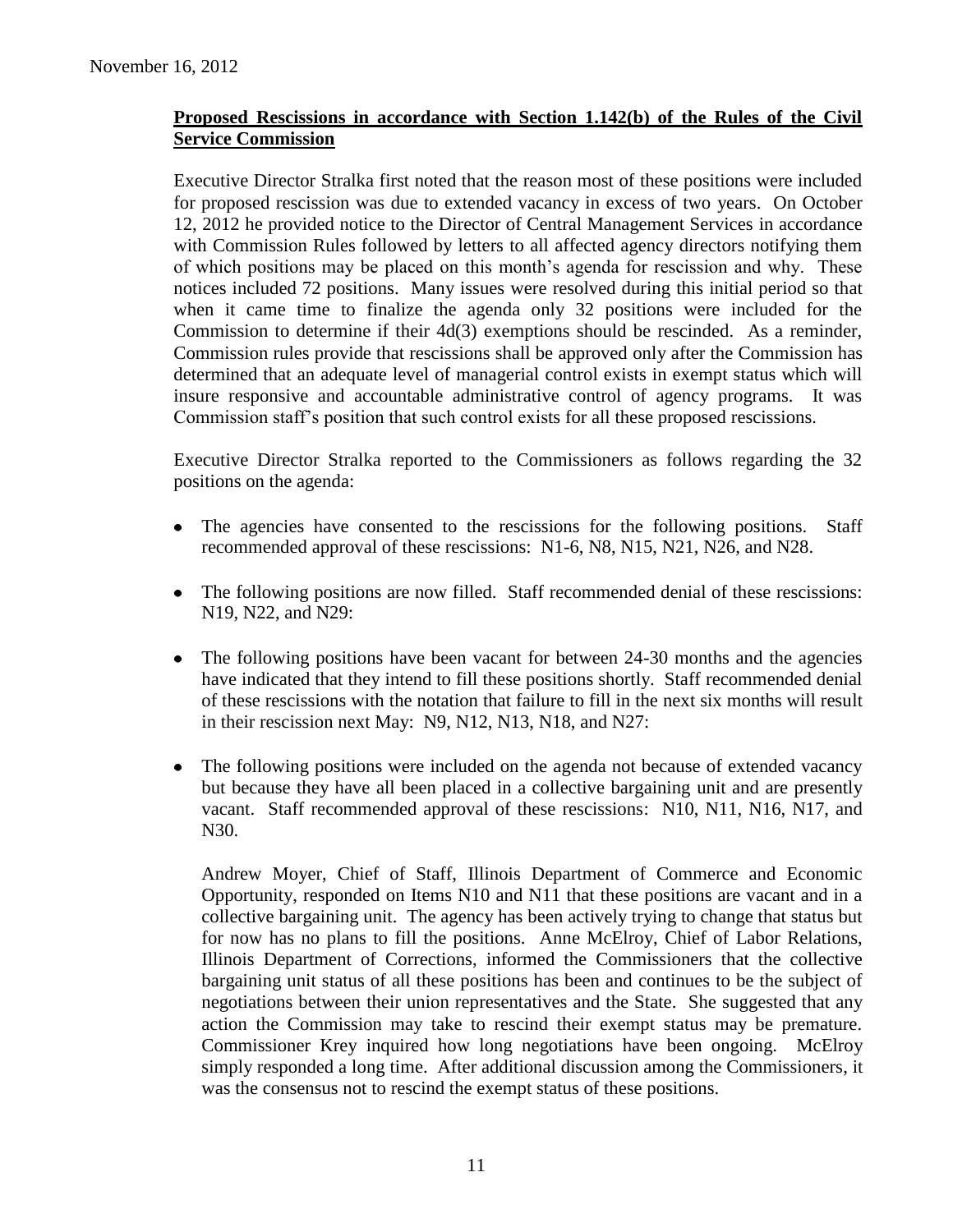November 16, 2012

**Proposed Rescissions in accordance with Section 1.142(b) of the Rules of the Civil Service Commission**

Executive Director Stralka first noted that the reason most of these positions were included for proposed rescission was due to extended vacancy in excess of two years. On October 12, 2012 he provided notice to the Director of Central Management Services in accordance with Commission Rules followed by letters to all affected agency directors notifying them of which positions may be placed on this month's agenda for rescission and why. These notices included 72 positions. Many issues were resolved during this initial period so that when it came time to finalize the agenda only 32 positions were included for the Commission to determine if their 4d(3) exemptions should be rescinded. As a reminder, Commission rules provide that rescissions shall be approved only after the Commission has determined that an adequate level of managerial control exists in exempt status which will insure responsive and accountable administrative control of agency programs. It was Commission staff's position that such control exists for all these proposed rescissions.

Executive Director Stralka reported to the Commissioners as follows regarding the 32 positions on the agenda:

- The agencies have consented to the rescissions for the following positions. Staff recommended approval of these rescissions: N1-6, N8, N15, N21, N26, and N28.
- The following positions are now filled. Staff recommended denial of these rescissions: N19, N22, and N29:
- The following positions have been vacant for between 24-30 months and the agencies have indicated that they intend to fill these positions shortly. Staff recommended denial of these rescissions with the notation that failure to fill in the next six months will result in their rescission next May: N9, N12, N13, N18, and N27:
- The following positions were included on the agenda not because of extended vacancy but because they have all been placed in a collective bargaining unit and are presently vacant. Staff recommended approval of these rescissions: N10, N11, N16, N17, and N30.

  Andrew Moyer, Chief of Staff, Illinois Department of Commerce and Economic Opportunity, responded on Items N10 and N11 that these positions are vacant and in a collective bargaining unit. The agency has been actively trying to change that status but for now has no plans to fill the positions. Anne McElroy, Chief of Labor Relations, Illinois Department of Corrections, informed the Commissioners that the collective bargaining unit status of all these positions has been and continues to be the subject of negotiations between their union representatives and the State. She suggested that any action the Commission may take to rescind their exempt status may be premature. Commissioner Krey inquired how long negotiations have been ongoing. McElroy simply responded a long time. After additional discussion among the Commissioners, it was the consensus not to rescind the exempt status of these positions.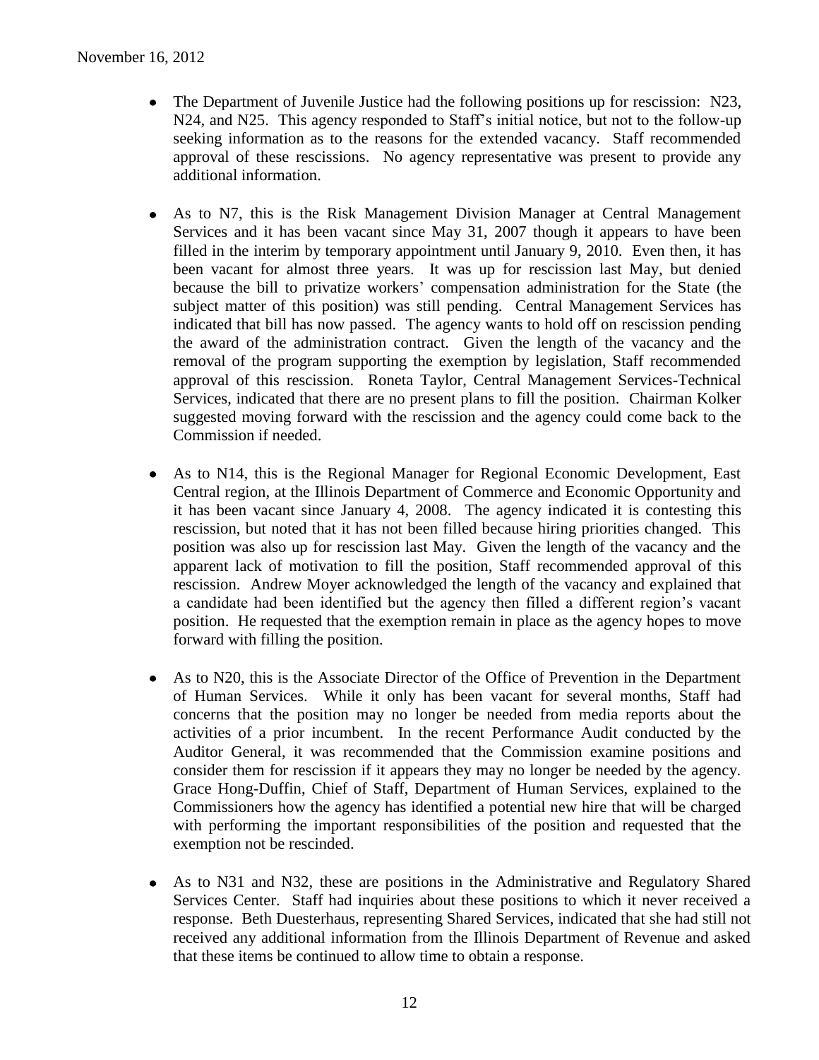- The Department of Juvenile Justice had the following positions up for rescission: N23, N24, and N25. This agency responded to Staff's initial notice, but not to the follow-up seeking information as to the reasons for the extended vacancy. Staff recommended approval of these rescissions. No agency representative was present to provide any additional information.

- As to N7, this is the Risk Management Division Manager at Central Management Services and it has been vacant since May 31, 2007 though it appears to have been filled in the interim by temporary appointment until January 9, 2010. Even then, it has been vacant for almost three years. It was up for rescission last May, but denied because the bill to privatize workers' compensation administration for the State (the subject matter of this position) was still pending. Central Management Services has indicated that bill has now passed. The agency wants to hold off on rescission pending the award of the administration contract. Given the length of the vacancy and the removal of the program supporting the exemption by legislation, Staff recommended approval of this rescission. Roneta Taylor, Central Management Services-Technical Services, indicated that there are no present plans to fill the position. Chairman Kolker suggested moving forward with the rescission and the agency could come back to the Commission if needed.

- As to N14, this is the Regional Manager for Regional Economic Development, East Central region, at the Illinois Department of Commerce and Economic Opportunity and it has been vacant since January 4, 2008. The agency indicated it is contesting this rescission, but noted that it has not been filled because hiring priorities changed. This position was also up for rescission last May. Given the length of the vacancy and the apparent lack of motivation to fill the position, Staff recommended approval of this rescission. Andrew Moyer acknowledged the length of the vacancy and explained that a candidate had been identified but the agency then filled a different region's vacant position. He requested that the exemption remain in place as the agency hopes to move forward with filling the position.

- As to N20, this is the Associate Director of the Office of Prevention in the Department of Human Services. While it only has been vacant for several months, Staff had concerns that the position may no longer be needed from media reports about the activities of a prior incumbent. In the recent Performance Audit conducted by the Auditor General, it was recommended that the Commission examine positions and consider them for rescission if it appears they may no longer be needed by the agency. Grace Hong-Duffin, Chief of Staff, Department of Human Services, explained to the Commissioners how the agency has identified a potential new hire that will be charged with performing the important responsibilities of the position and requested that the exemption not be rescinded.

- As to N31 and N32, these are positions in the Administrative and Regulatory Shared Services Center. Staff had inquiries about these positions to which it never received a response. Beth Duesterhaus, representing Shared Services, indicated that she had still not received any additional information from the Illinois Department of Revenue and asked that these items be continued to allow time to obtain a response.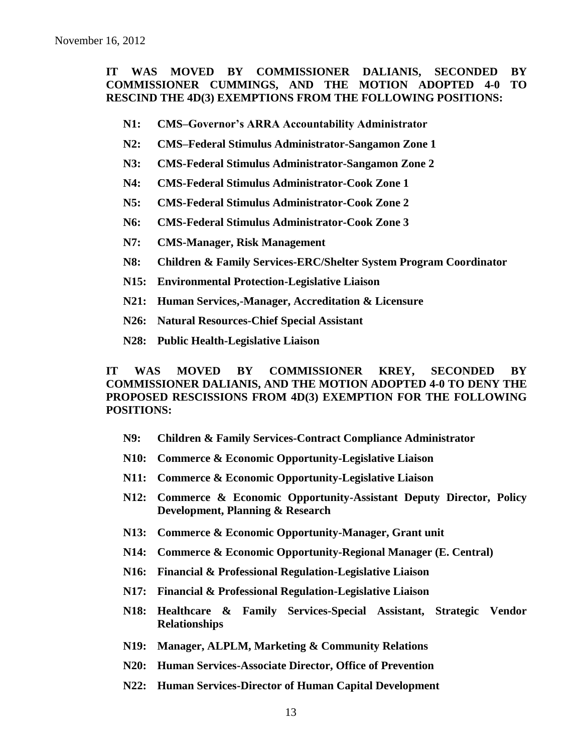**IT WAS MOVED BY COMMISSIONER DALIANIS, SECONDED BY COMMISSIONER CUMMINGS, AND THE MOTION ADOPTED 4-0 TO RESCIND THE 4D(3) EXEMPTIONS FROM THE FOLLOWING POSITIONS:**

- **N1: CMS–Governor's ARRA Accountability Administrator**
- **N2: CMS–Federal Stimulus Administrator-Sangamon Zone 1**
- **N3: CMS-Federal Stimulus Administrator-Sangamon Zone 2**
- **N4: CMS-Federal Stimulus Administrator-Cook Zone 1**
- **N5: CMS-Federal Stimulus Administrator-Cook Zone 2**
- **N6: CMS-Federal Stimulus Administrator-Cook Zone 3**
- **N7: CMS-Manager, Risk Management**
- **N8: Children & Family Services-ERC/Shelter System Program Coordinator**
- **N15: Environmental Protection-Legislative Liaison**
- **N21: Human Services,-Manager, Accreditation & Licensure**
- **N26: Natural Resources-Chief Special Assistant**
- **N28: Public Health-Legislative Liaison**

**IT WAS MOVED BY COMMISSIONER KREY, SECONDED BY COMMISSIONER DALIANIS, AND THE MOTION ADOPTED 4-0 TO DENY THE PROPOSED RESCISSIONS FROM 4D(3) EXEMPTION FOR THE FOLLOWING POSITIONS:**

- **N9: Children & Family Services-Contract Compliance Administrator**
- **N10: Commerce & Economic Opportunity-Legislative Liaison**
- **N11: Commerce & Economic Opportunity-Legislative Liaison**
- **N12: Commerce & Economic Opportunity-Assistant Deputy Director, Policy Development, Planning & Research**
- **N13: Commerce & Economic Opportunity-Manager, Grant unit**
- **N14: Commerce & Economic Opportunity-Regional Manager (E. Central)**
- **N16: Financial & Professional Regulation-Legislative Liaison**
- **N17: Financial & Professional Regulation-Legislative Liaison**
- **N18: Healthcare & Family Services-Special Assistant, Strategic Vendor Relationships**
- **N19: Manager, ALPLM, Marketing & Community Relations**
- **N20: Human Services-Associate Director, Office of Prevention**
- **N22: Human Services-Director of Human Capital Development**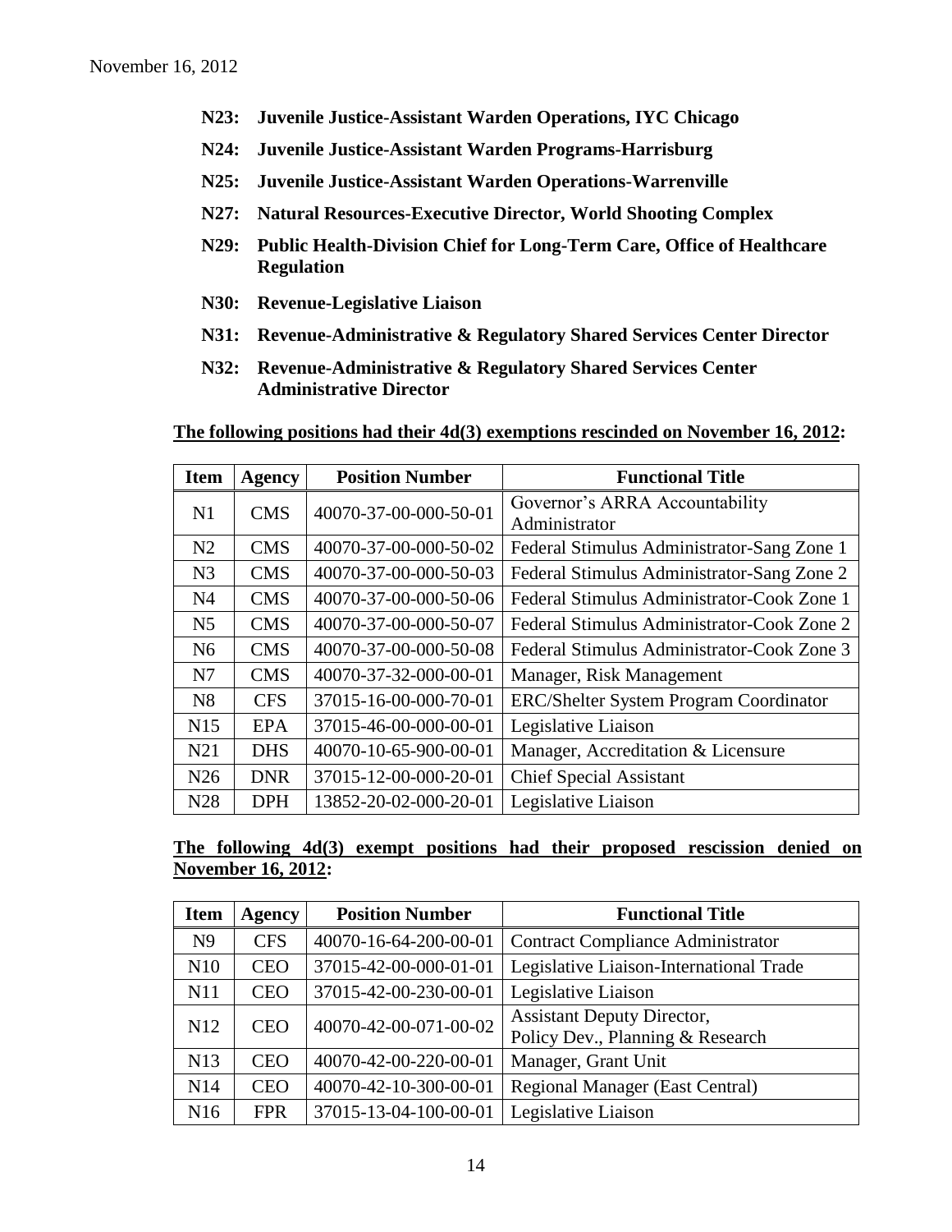- **N23: Juvenile Justice-Assistant Warden Operations, IYC Chicago**
- **N24: Juvenile Justice-Assistant Warden Programs-Harrisburg**
- **N25: Juvenile Justice-Assistant Warden Operations-Warrenville**
- **N27: Natural Resources-Executive Director, World Shooting Complex**
- **N29: Public Health-Division Chief for Long-Term Care, Office of Healthcare Regulation**
- **N30: Revenue-Legislative Liaison**
- **N31: Revenue-Administrative & Regulatory Shared Services Center Director**
- **N32: Revenue-Administrative & Regulatory Shared Services Center Administrative Director**

**The following positions had their 4d(3) exemptions rescinded on November 16, 2012:**

| Item | Agency | Position Number | Functional Title |
|---|---|---|---|
| N1 | CMS | 40070-37-00-000-50-01 | Governor's ARRA Accountability Administrator |
| N2 | CMS | 40070-37-00-000-50-02 | Federal Stimulus Administrator-Sang Zone 1 |
| N3 | CMS | 40070-37-00-000-50-03 | Federal Stimulus Administrator-Sang Zone 2 |
| N4 | CMS | 40070-37-00-000-50-06 | Federal Stimulus Administrator-Cook Zone 1 |
| N5 | CMS | 40070-37-00-000-50-07 | Federal Stimulus Administrator-Cook Zone 2 |
| N6 | CMS | 40070-37-00-000-50-08 | Federal Stimulus Administrator-Cook Zone 3 |
| N7 | CMS | 40070-37-32-000-00-01 | Manager, Risk Management |
| N8 | CFS | 37015-16-00-000-70-01 | ERC/Shelter System Program Coordinator |
| N15 | EPA | 37015-46-00-000-00-01 | Legislative Liaison |
| N21 | DHS | 40070-10-65-900-00-01 | Manager, Accreditation & Licensure |
| N26 | DNR | 37015-12-00-000-20-01 | Chief Special Assistant |
| N28 | DPH | 13852-20-02-000-20-01 | Legislative Liaison |

**The following 4d(3) exempt positions had their proposed rescission denied on November 16, 2012:**

| Item | Agency | Position Number | Functional Title |
|---|---|---|---|
| N9 | CFS | 40070-16-64-200-00-01 | Contract Compliance Administrator |
| N10 | CEO | 37015-42-00-000-01-01 | Legislative Liaison-International Trade |
| N11 | CEO | 37015-42-00-230-00-01 | Legislative Liaison |
| N12 | CEO | 40070-42-00-071-00-02 | Assistant Deputy Director, Policy Dev., Planning & Research |
| N13 | CEO | 40070-42-00-220-00-01 | Manager, Grant Unit |
| N14 | CEO | 40070-42-10-300-00-01 | Regional Manager (East Central) |
| N16 | FPR | 37015-13-04-100-00-01 | Legislative Liaison |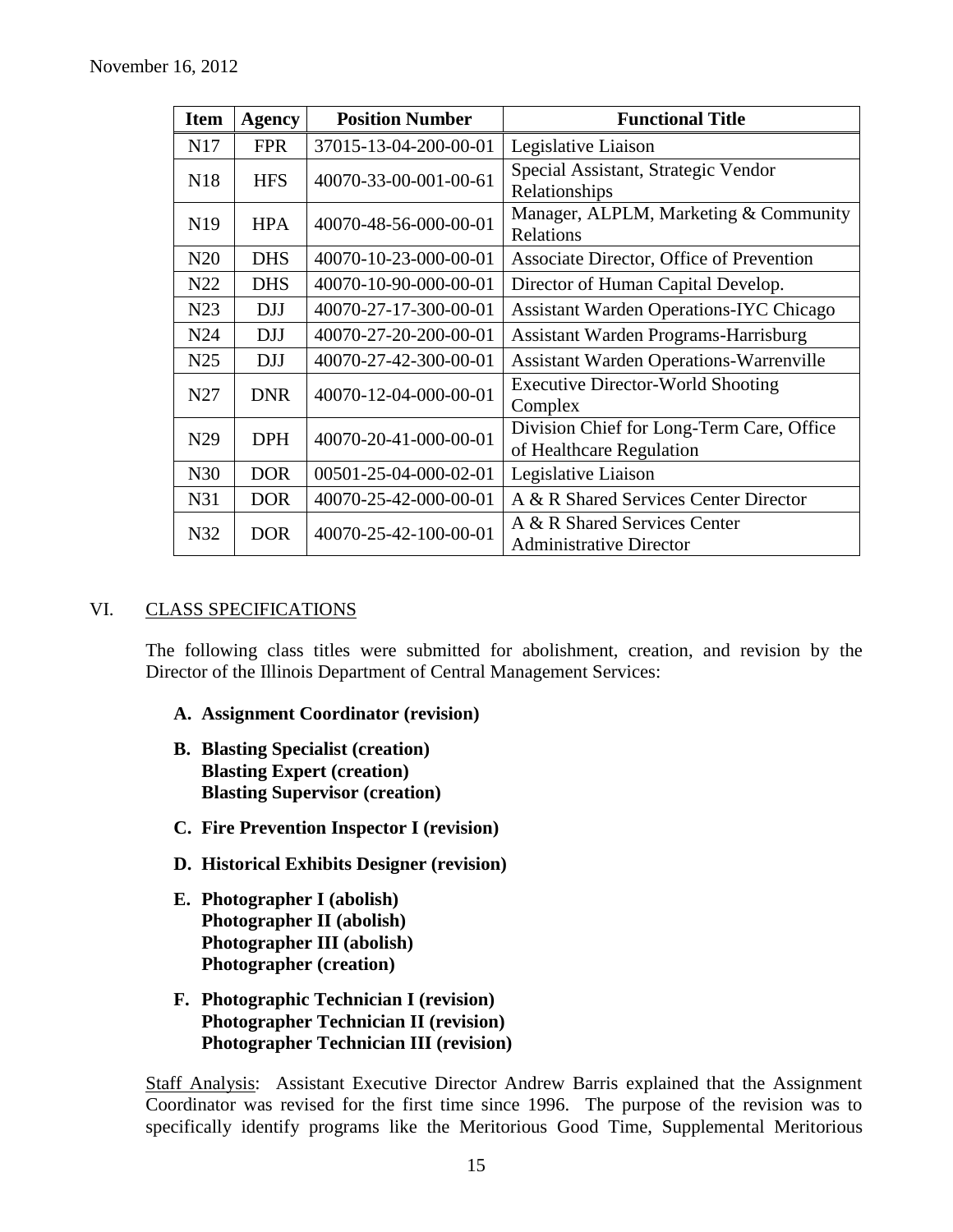| Item | Agency | Position Number | Functional Title |
|---|---|---|---|
| N17 | FPR | 37015-13-04-200-00-01 | Legislative Liaison |
| N18 | HFS | 40070-33-00-001-00-61 | Special Assistant, Strategic Vendor Relationships |
| N19 | HPA | 40070-48-56-000-00-01 | Manager, ALPLM, Marketing & Community Relations |
| N20 | DHS | 40070-10-23-000-00-01 | Associate Director, Office of Prevention |
| N22 | DHS | 40070-10-90-000-00-01 | Director of Human Capital Develop. |
| N23 | DJJ | 40070-27-17-300-00-01 | Assistant Warden Operations-IYC Chicago |
| N24 | DJJ | 40070-27-20-200-00-01 | Assistant Warden Programs-Harrisburg |
| N25 | DJJ | 40070-27-42-300-00-01 | Assistant Warden Operations-Warrenville |
| N27 | DNR | 40070-12-04-000-00-01 | Executive Director-World Shooting Complex |
| N29 | DPH | 40070-20-41-000-00-01 | Division Chief for Long-Term Care, Office of Healthcare Regulation |
| N30 | DOR | 00501-25-04-000-02-01 | Legislative Liaison |
| N31 | DOR | 40070-25-42-000-00-01 | A & R Shared Services Center Director |
| N32 | DOR | 40070-25-42-100-00-01 | A & R Shared Services Center Administrative Director |

## VI. CLASS SPECIFICATIONS

The following class titles were submitted for abolishment, creation, and revision by the Director of the Illinois Department of Central Management Services:

**A. Assignment Coordinator (revision)**

**B. Blasting Specialist (creation)**
**Blasting Expert (creation)**
**Blasting Supervisor (creation)**

**C. Fire Prevention Inspector I (revision)**

**D. Historical Exhibits Designer (revision)**

**E. Photographer I (abolish)**
**Photographer II (abolish)**
**Photographer III (abolish)**
**Photographer (creation)**

**F. Photographic Technician I (revision)**
**Photographer Technician II (revision)**
**Photographer Technician III (revision)**

Staff Analysis: Assistant Executive Director Andrew Barris explained that the Assignment Coordinator was revised for the first time since 1996. The purpose of the revision was to specifically identify programs like the Meritorious Good Time, Supplemental Meritorious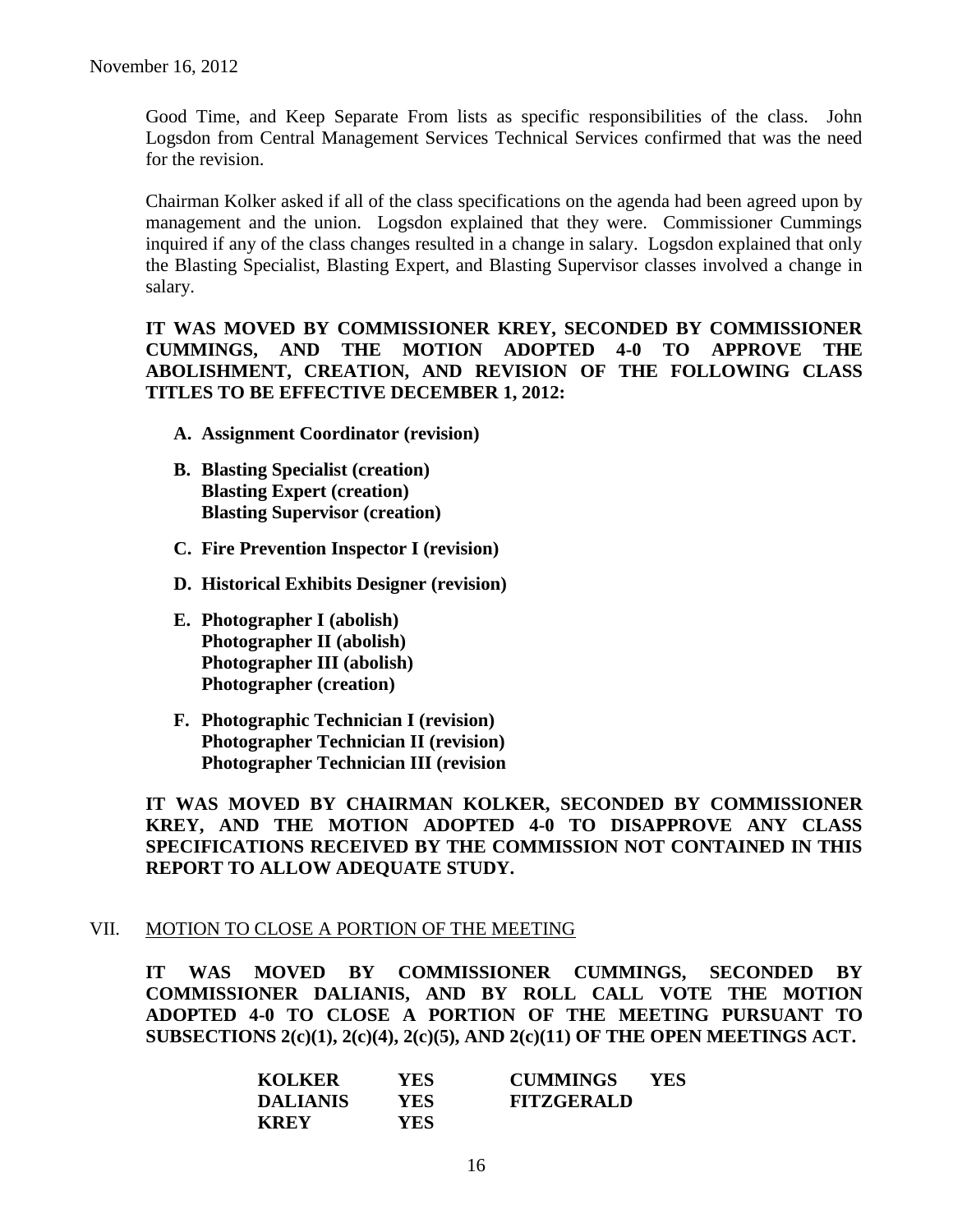Good Time, and Keep Separate From lists as specific responsibilities of the class. John Logsdon from Central Management Services Technical Services confirmed that was the need for the revision.

Chairman Kolker asked if all of the class specifications on the agenda had been agreed upon by management and the union. Logsdon explained that they were. Commissioner Cummings inquired if any of the class changes resulted in a change in salary. Logsdon explained that only the Blasting Specialist, Blasting Expert, and Blasting Supervisor classes involved a change in salary.

**IT WAS MOVED BY COMMISSIONER KREY, SECONDED BY COMMISSIONER CUMMINGS, AND THE MOTION ADOPTED 4-0 TO APPROVE THE ABOLISHMENT, CREATION, AND REVISION OF THE FOLLOWING CLASS TITLES TO BE EFFECTIVE DECEMBER 1, 2012:**

**A. Assignment Coordinator (revision)**

**B. Blasting Specialist (creation)**
**Blasting Expert (creation)**
**Blasting Supervisor (creation)**

**C. Fire Prevention Inspector I (revision)**

**D. Historical Exhibits Designer (revision)**

**E. Photographer I (abolish)**
**Photographer II (abolish)**
**Photographer III (abolish)**
**Photographer (creation)**

**F. Photographic Technician I (revision)**
**Photographer Technician II (revision)**
**Photographer Technician III (revision**

**IT WAS MOVED BY CHAIRMAN KOLKER, SECONDED BY COMMISSIONER KREY, AND THE MOTION ADOPTED 4-0 TO DISAPPROVE ANY CLASS SPECIFICATIONS RECEIVED BY THE COMMISSION NOT CONTAINED IN THIS REPORT TO ALLOW ADEQUATE STUDY.**

VII. MOTION TO CLOSE A PORTION OF THE MEETING

**IT WAS MOVED BY COMMISSIONER CUMMINGS, SECONDED BY COMMISSIONER DALIANIS, AND BY ROLL CALL VOTE THE MOTION ADOPTED 4-0 TO CLOSE A PORTION OF THE MEETING PURSUANT TO SUBSECTIONS 2(c)(1), 2(c)(4), 2(c)(5), AND 2(c)(11) OF THE OPEN MEETINGS ACT.**

| | | | |
|---|---|---|---|
| **KOLKER** | **YES** | **CUMMINGS** | **YES** |
| **DALIANIS** | **YES** | **FITZGERALD** | |
| **KREY** | **YES** | | |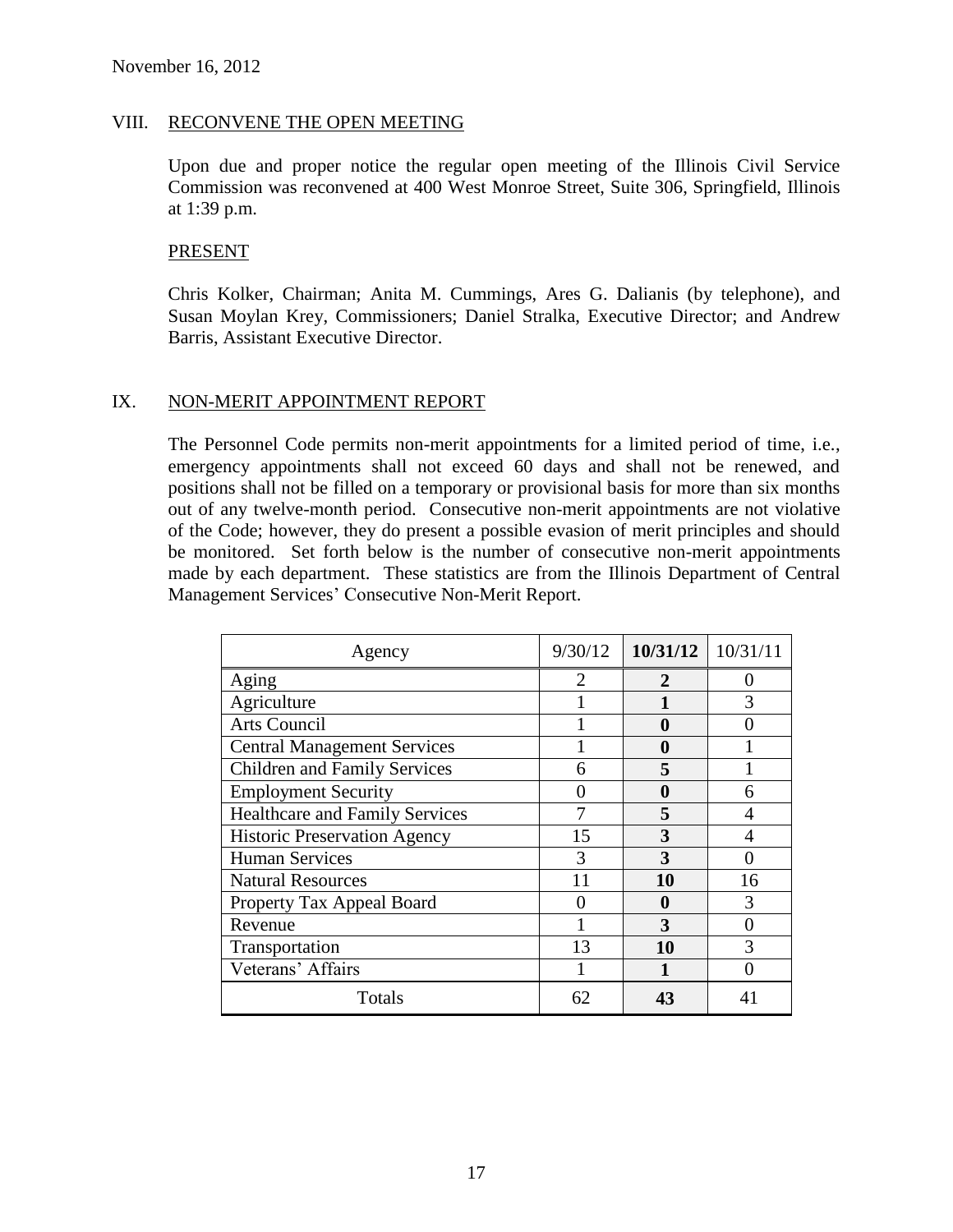November 16, 2012

## VIII. RECONVENE THE OPEN MEETING

Upon due and proper notice the regular open meeting of the Illinois Civil Service Commission was reconvened at 400 West Monroe Street, Suite 306, Springfield, Illinois at 1:39 p.m.

### PRESENT

Chris Kolker, Chairman; Anita M. Cummings, Ares G. Dalianis (by telephone), and Susan Moylan Krey, Commissioners; Daniel Stralka, Executive Director; and Andrew Barris, Assistant Executive Director.

## IX. NON-MERIT APPOINTMENT REPORT

The Personnel Code permits non-merit appointments for a limited period of time, i.e., emergency appointments shall not exceed 60 days and shall not be renewed, and positions shall not be filled on a temporary or provisional basis for more than six months out of any twelve-month period. Consecutive non-merit appointments are not violative of the Code; however, they do present a possible evasion of merit principles and should be monitored. Set forth below is the number of consecutive non-merit appointments made by each department. These statistics are from the Illinois Department of Central Management Services' Consecutive Non-Merit Report.

| Agency | 9/30/12 | **10/31/12** | 10/31/11 |
|---|---|---|---|
| Aging | 2 | **2** | 0 |
| Agriculture | 1 | **1** | 3 |
| Arts Council | 1 | **0** | 0 |
| Central Management Services | 1 | **0** | 1 |
| Children and Family Services | 6 | **5** | 1 |
| Employment Security | 0 | **0** | 6 |
| Healthcare and Family Services | 7 | **5** | 4 |
| Historic Preservation Agency | 15 | **3** | 4 |
| Human Services | 3 | **3** | 0 |
| Natural Resources | 11 | **10** | 16 |
| Property Tax Appeal Board | 0 | **0** | 3 |
| Revenue | 1 | **3** | 0 |
| Transportation | 13 | **10** | 3 |
| Veterans' Affairs | 1 | **1** | 0 |
| Totals | 62 | **43** | 41 |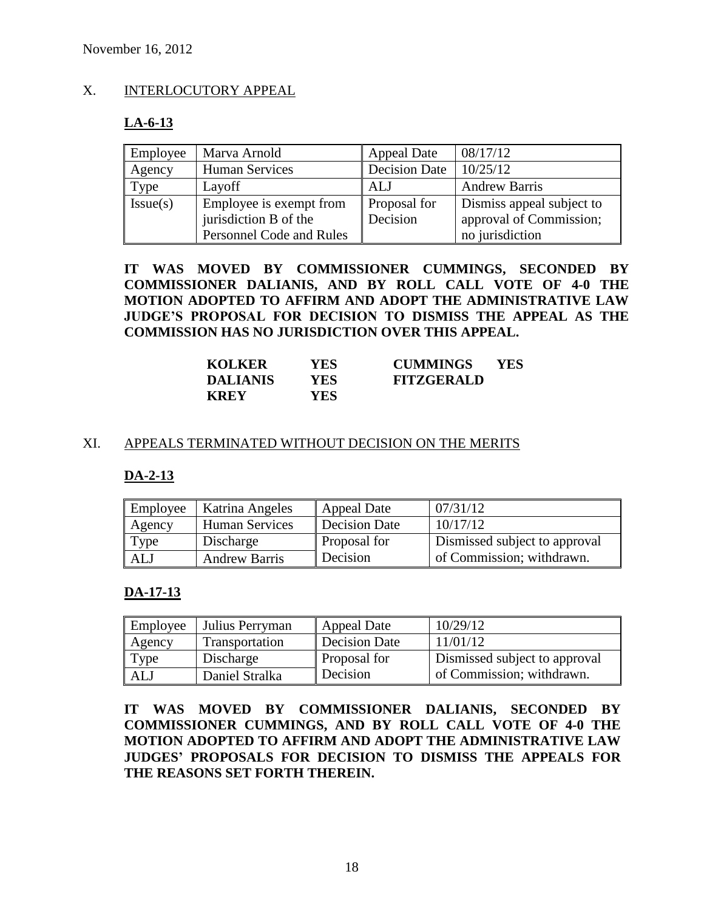November 16, 2012

## X. INTERLOCUTORY APPEAL

### LA-6-13

| Employee | Marva Arnold | Appeal Date | 08/17/12 |
|---|---|---|---|
| Agency | Human Services | Decision Date | 10/25/12 |
| Type | Layoff | ALJ | Andrew Barris |
| Issue(s) | Employee is exempt from jurisdiction B of the Personnel Code and Rules | Proposal for Decision | Dismiss appeal subject to approval of Commission; no jurisdiction |

**IT WAS MOVED BY COMMISSIONER CUMMINGS, SECONDED BY COMMISSIONER DALIANIS, AND BY ROLL CALL VOTE OF 4-0 THE MOTION ADOPTED TO AFFIRM AND ADOPT THE ADMINISTRATIVE LAW JUDGE'S PROPOSAL FOR DECISION TO DISMISS THE APPEAL AS THE COMMISSION HAS NO JURISDICTION OVER THIS APPEAL.**

| | | | |
|---|---|---|---|
| **KOLKER** | **YES** | **CUMMINGS** | **YES** |
| **DALIANIS** | **YES** | **FITZGERALD** | |
| **KREY** | **YES** | | |

## XI. APPEALS TERMINATED WITHOUT DECISION ON THE MERITS

### DA-2-13

| Employee | Katrina Angeles | Appeal Date | 07/31/12 |
|---|---|---|---|
| Agency | Human Services | Decision Date | 10/17/12 |
| Type | Discharge | Proposal for Decision | Dismissed subject to approval of Commission; withdrawn. |
| ALJ | Andrew Barris | | |

### DA-17-13

| Employee | Julius Perryman | Appeal Date | 10/29/12 |
|---|---|---|---|
| Agency | Transportation | Decision Date | 11/01/12 |
| Type | Discharge | Proposal for Decision | Dismissed subject to approval of Commission; withdrawn. |
| ALJ | Daniel Stralka | | |

**IT WAS MOVED BY COMMISSIONER DALIANIS, SECONDED BY COMMISSIONER CUMMINGS, AND BY ROLL CALL VOTE OF 4-0 THE MOTION ADOPTED TO AFFIRM AND ADOPT THE ADMINISTRATIVE LAW JUDGES' PROPOSALS FOR DECISION TO DISMISS THE APPEALS FOR THE REASONS SET FORTH THEREIN.**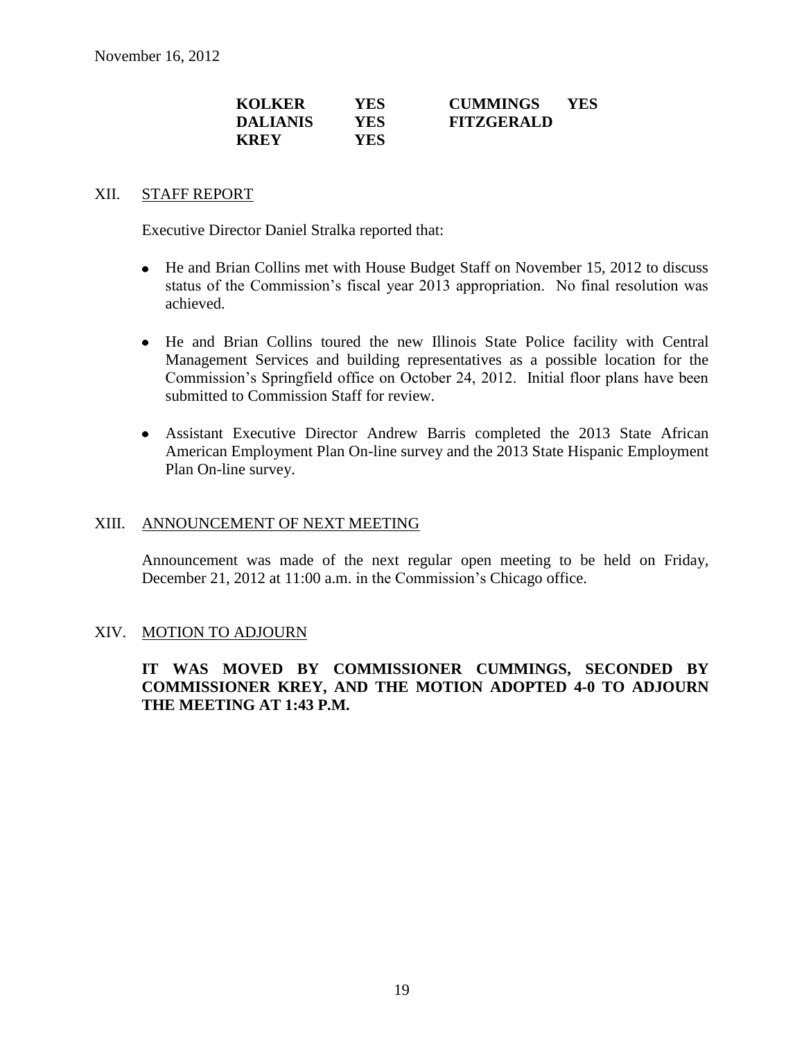| | | | |
|---|---|---|---|
| **KOLKER** | **YES** | **CUMMINGS** | **YES** |
| **DALIANIS** | **YES** | **FITZGERALD** | |
| **KREY** | **YES** | | |

## XII. STAFF REPORT

Executive Director Daniel Stralka reported that:

- He and Brian Collins met with House Budget Staff on November 15, 2012 to discuss status of the Commission's fiscal year 2013 appropriation. No final resolution was achieved.

- He and Brian Collins toured the new Illinois State Police facility with Central Management Services and building representatives as a possible location for the Commission's Springfield office on October 24, 2012. Initial floor plans have been submitted to Commission Staff for review.

- Assistant Executive Director Andrew Barris completed the 2013 State African American Employment Plan On-line survey and the 2013 State Hispanic Employment Plan On-line survey.

## XIII. ANNOUNCEMENT OF NEXT MEETING

Announcement was made of the next regular open meeting to be held on Friday, December 21, 2012 at 11:00 a.m. in the Commission's Chicago office.

## XIV. MOTION TO ADJOURN

**IT WAS MOVED BY COMMISSIONER CUMMINGS, SECONDED BY COMMISSIONER KREY, AND THE MOTION ADOPTED 4-0 TO ADJOURN THE MEETING AT 1:43 P.M.**